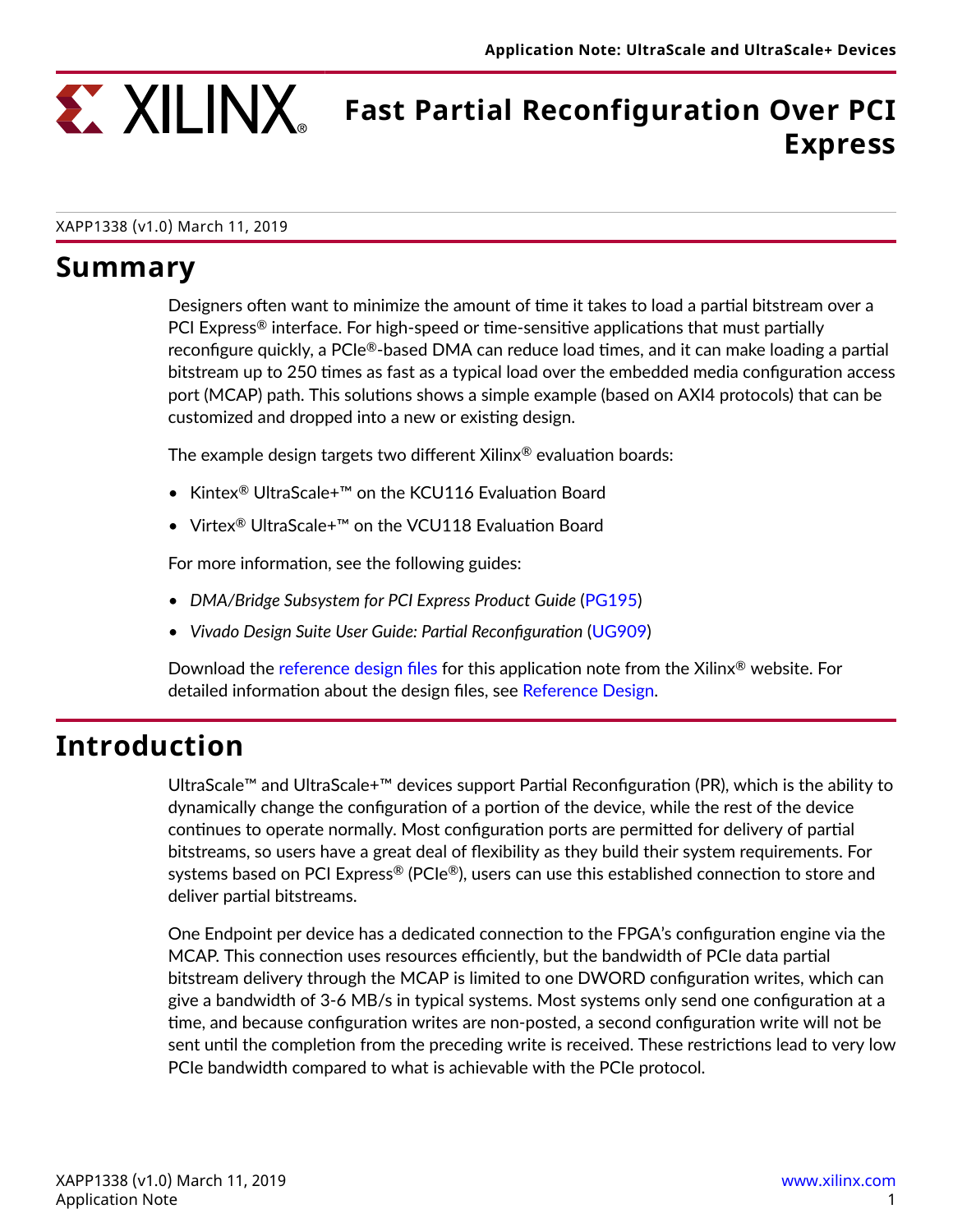# Fast Partial Reconfiguration Over PCI Express

XAPP1338 (v1.0) March 11, 2019

## Summary

Designers often want to minimize the amount of time it takes to load a partial bitstream over a PCI Express® interface. For high-speed or time-sensitive applications that must partially reconfigure quickly, a PCIe®-based DMA can reduce load times, and it can make loading a partial bitstream up to 250 times as fast as a typical load over the embedded media configuration access port (MCAP) path. This solutions shows a simple example (based on AXI4 protocols) that can be customized and dropped into a new or existing design.

The example design targets two different Xilinx® evaluation boards:

- Kintex® UltraScale+™ on the KCU116 Evaluation Board
- Virtex® UltraScale+™ on the VCU118 Evaluation Board

For more information, see the following guides:

- *DMA/Bridge Subsystem for PCI Express Product Guide* (PG195)
- *Vivado Design Suite User Guide: Partial Reconfiguration* (UG909)

Download the reference design files for this application note from the Xilinx® website. For detailed information about the design files, see Reference Design.

## Introduction

UltraScale™ and UltraScale+™ devices support Partial Reconfiguration (PR), which is the ability to dynamically change the configuration of a portion of the device, while the rest of the device continues to operate normally. Most configuration ports are permitted for delivery of partial bitstreams, so users have a great deal of flexibility as they build their system requirements. For systems based on PCI Express® (PCIe®), users can use this established connection to store and deliver partial bitstreams.

One Endpoint per device has a dedicated connection to the FPGA's configuration engine via the MCAP. This connection uses resources efficiently, but the bandwidth of PCIe data partial bitstream delivery through the MCAP is limited to one DWORD configuration writes, which can give a bandwidth of 3-6 MB/s in typical systems. Most systems only send one configuration at a time, and because configuration writes are non-posted, a second configuration write will not be sent until the completion from the preceding write is received. These restrictions lead to very low PCIe bandwidth compared to what is achievable with the PCIe protocol.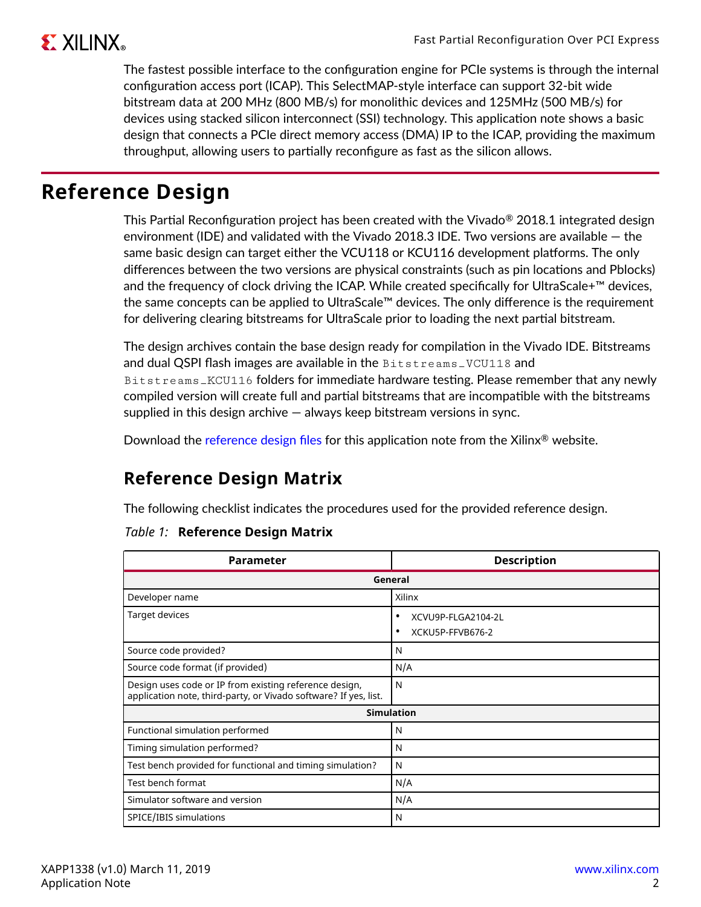The fastest possible interface to the configuration engine for PCIe systems is through the internal configuration access port (ICAP). This SelectMAP-style interface can support 32-bit wide bitstream data at 200 MHz (800 MB/s) for monolithic devices and 125MHz (500 MB/s) for devices using stacked silicon interconnect (SSI) technology. This application note shows a basic design that connects a PCIe direct memory access (DMA) IP to the ICAP, providing the maximum throughput, allowing users to partially reconfigure as fast as the silicon allows.

# Reference Design

This Partial Reconfiguration project has been created with the Vivado® 2018.1 integrated design environment (IDE) and validated with the Vivado 2018.3 IDE. Two versions are available — the same basic design can target either the VCU118 or KCU116 development platforms. The only differences between the two versions are physical constraints (such as pin locations and Pblocks) and the frequency of clock driving the ICAP. While created specifically for UltraScale+™ devices, the same concepts can be applied to UltraScale™ devices. The only difference is the requirement for delivering clearing bitstreams for UltraScale prior to loading the next partial bitstream.

The design archives contain the base design ready for compilation in the Vivado IDE. Bitstreams and dual QSPI flash images are available in the `Bitstreams_VCU118` and `Bitstreams_KCU116` folders for immediate hardware testing. Please remember that any newly compiled version will create full and partial bitstreams that are incompatible with the bitstreams supplied in this design archive — always keep bitstream versions in sync.

Download the reference design files for this application note from the Xilinx® website.

## Reference Design Matrix

The following checklist indicates the procedures used for the provided reference design.

*Table 1:* **Reference Design Matrix**

| Parameter | Description |
|---|---|
| **General** | |
| Developer name | Xilinx |
| Target devices | • XCVU9P-FLGA2104-2L<br>• XCKU5P-FFVB676-2 |
| Source code provided? | N |
| Source code format (if provided) | N/A |
| Design uses code or IP from existing reference design, application note, third-party, or Vivado software? If yes, list. | N |
| **Simulation** | |
| Functional simulation performed | N |
| Timing simulation performed? | N |
| Test bench provided for functional and timing simulation? | N |
| Test bench format | N/A |
| Simulator software and version | N/A |
| SPICE/IBIS simulations | N |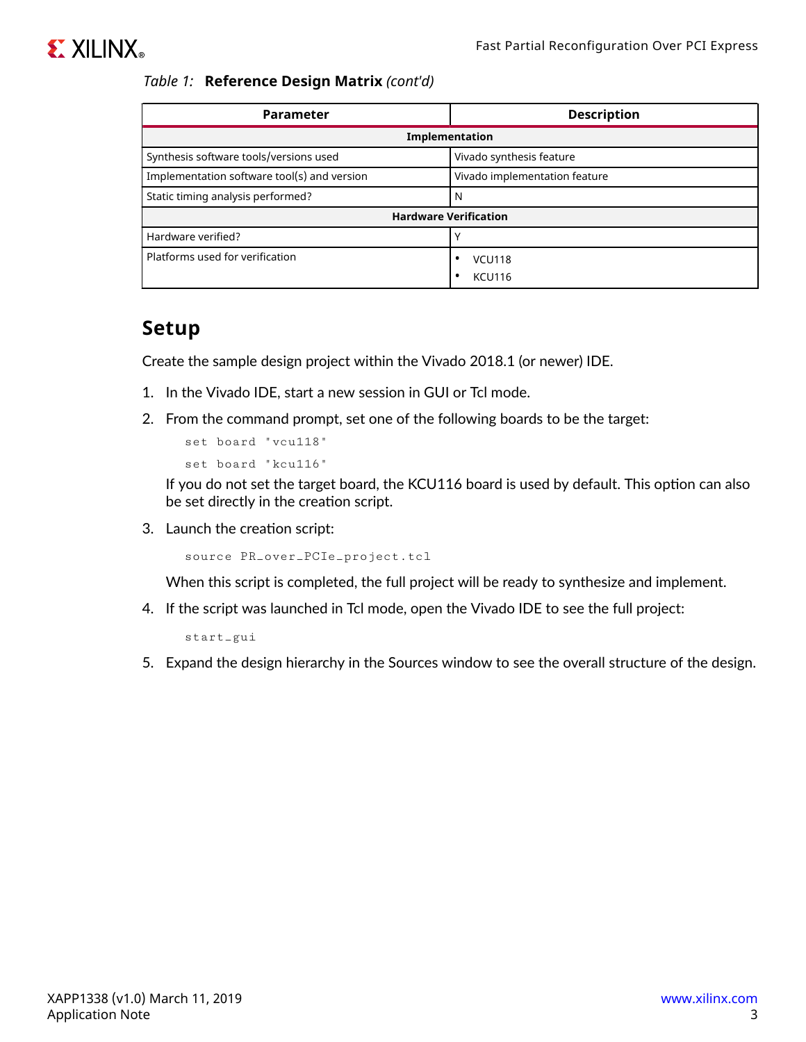*Table 1:* **Reference Design Matrix** *(cont'd)*

| Parameter | Description |
|---|---|
| **Implementation** | |
| Synthesis software tools/versions used | Vivado synthesis feature |
| Implementation software tool(s) and version | Vivado implementation feature |
| Static timing analysis performed? | N |
| **Hardware Verification** | |
| Hardware verified? | Y |
| Platforms used for verification | • VCU118<br>• KCU116 |

## Setup

Create the sample design project within the Vivado 2018.1 (or newer) IDE.

1. In the Vivado IDE, start a new session in GUI or Tcl mode.
2. From the command prompt, set one of the following boards to be the target:

   ```
   set board "vcu118"
   set board "kcu116"
   ```

   If you do not set the target board, the KCU116 board is used by default. This option can also be set directly in the creation script.
3. Launch the creation script:

   ```
   source PR_over_PCIe_project.tcl
   ```

   When this script is completed, the full project will be ready to synthesize and implement.
4. If the script was launched in Tcl mode, open the Vivado IDE to see the full project:

   ```
   start_gui
   ```

5. Expand the design hierarchy in the Sources window to see the overall structure of the design.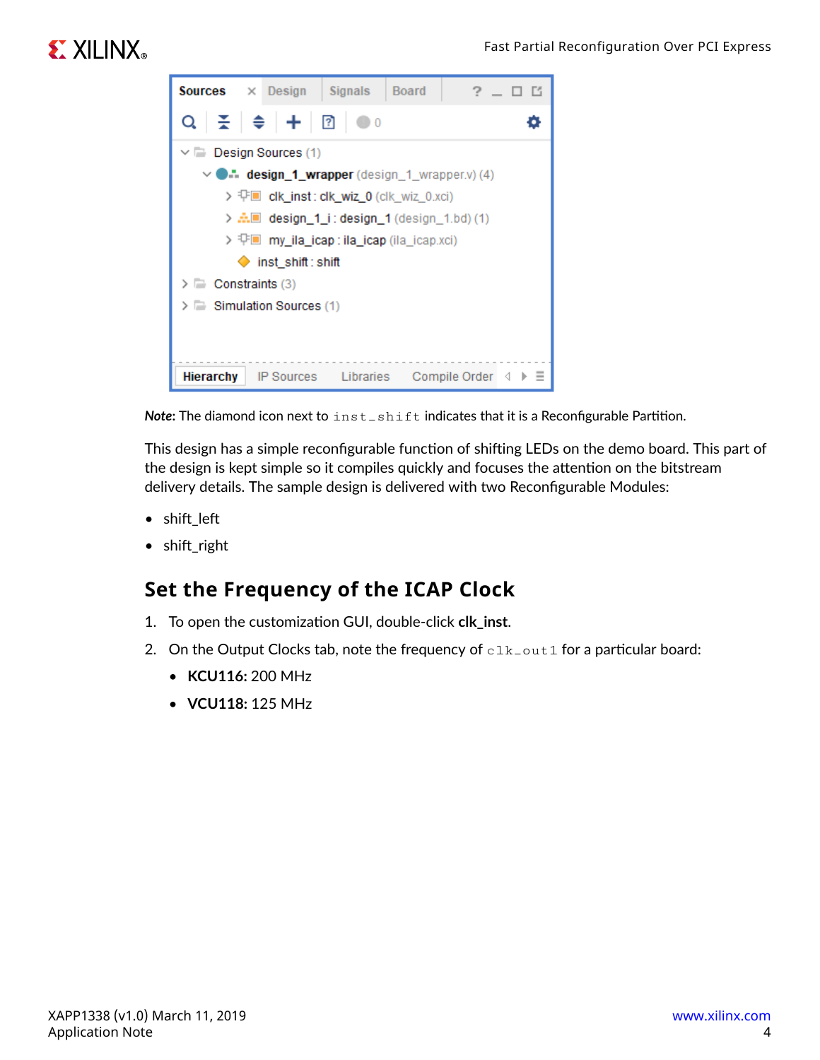***Note*:** The diamond icon next to `inst_shift` indicates that it is a Reconfigurable Partition.

This design has a simple reconfigurable function of shifting LEDs on the demo board. This part of the design is kept simple so it compiles quickly and focuses the attention on the bitstream delivery details. The sample design is delivered with two Reconfigurable Modules:

- shift_left
- shift_right

## Set the Frequency of the ICAP Clock

1. To open the customization GUI, double-click **clk_inst**.
2. On the Output Clocks tab, note the frequency of `clk_out1` for a particular board:
   - **KCU116:** 200 MHz
   - **VCU118:** 125 MHz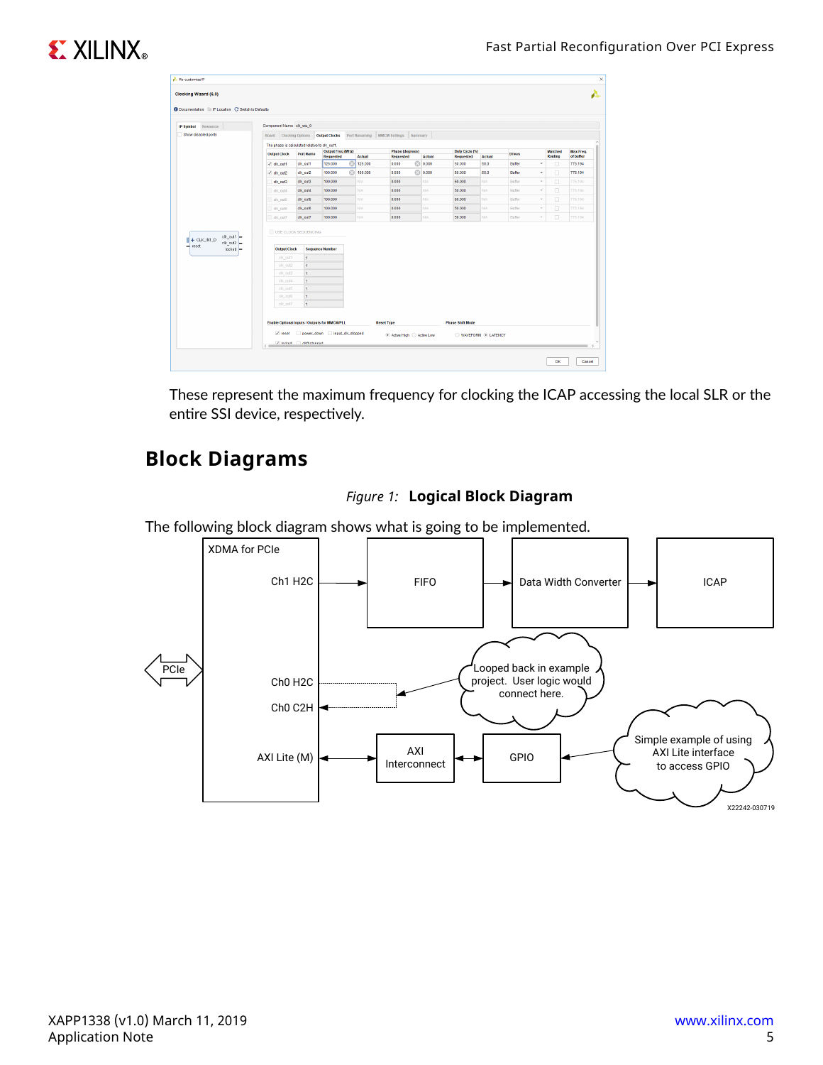These represent the maximum frequency for clocking the ICAP accessing the local SLR or the entire SSI device, respectively.

## Block Diagrams

*Figure 1:* **Logical Block Diagram**

The following block diagram shows what is going to be implemented.

XDMA for PCIe

Ch1 H2C

FIFO

Data Width Converter

ICAP

PCIe

Ch0 H2C

Ch0 C2H

Looped back in example project. User logic would connect here.

AXI Lite (M)

AXI Interconnect

GPIO

Simple example of using AXI Lite interface to access GPIO

X22242-030719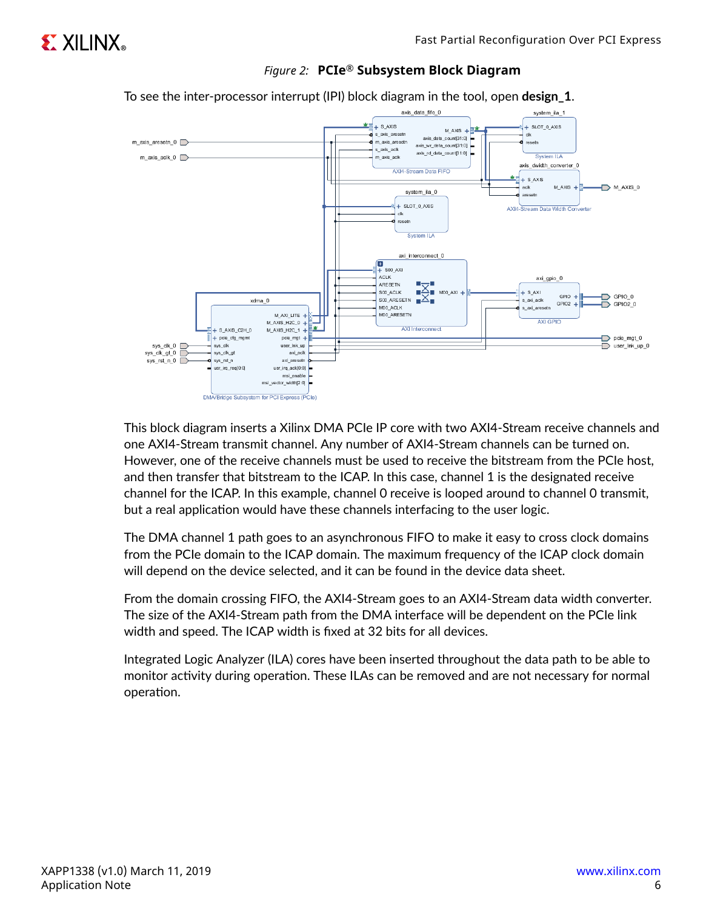*Figure 2:* **PCIe® Subsystem Block Diagram**

To see the inter-processor interrupt (IPI) block diagram in the tool, open **design_1**.

This block diagram inserts a Xilinx DMA PCIe IP core with two AXI4-Stream receive channels and one AXI4-Stream transmit channel. Any number of AXI4-Stream channels can be turned on. However, one of the receive channels must be used to receive the bitstream from the PCIe host, and then transfer that bitstream to the ICAP. In this case, channel 1 is the designated receive channel for the ICAP. In this example, channel 0 receive is looped around to channel 0 transmit, but a real application would have these channels interfacing to the user logic.

The DMA channel 1 path goes to an asynchronous FIFO to make it easy to cross clock domains from the PCIe domain to the ICAP domain. The maximum frequency of the ICAP clock domain will depend on the device selected, and it can be found in the device data sheet.

From the domain crossing FIFO, the AXI4-Stream goes to an AXI4-Stream data width converter. The size of the AXI4-Stream path from the DMA interface will be dependent on the PCIe link width and speed. The ICAP width is fixed at 32 bits for all devices.

Integrated Logic Analyzer (ILA) cores have been inserted throughout the data path to be able to monitor activity during operation. These ILAs can be removed and are not necessary for normal operation.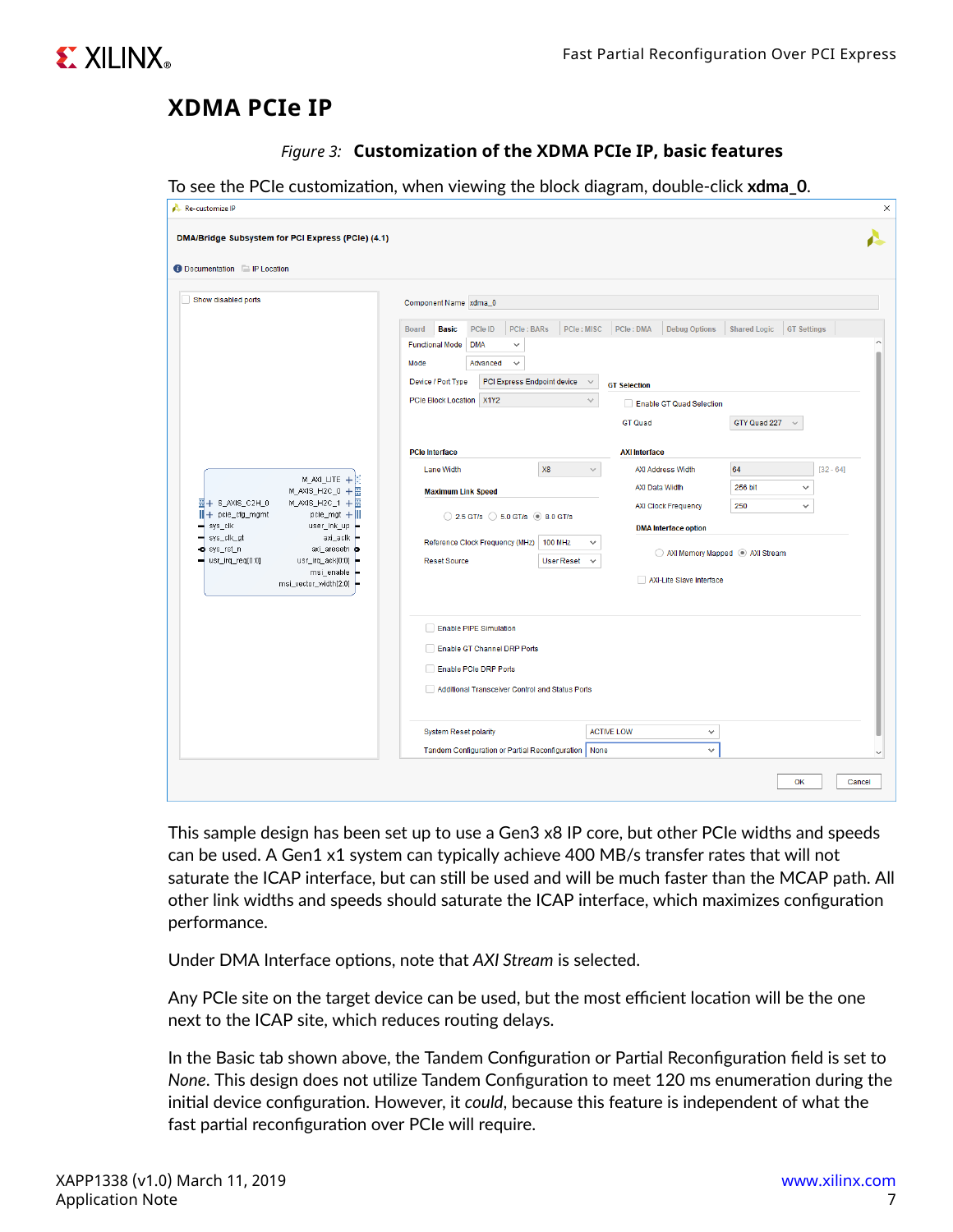## XDMA PCIe IP

*Figure 3:* **Customization of the XDMA PCIe IP, basic features**

To see the PCIe customization, when viewing the block diagram, double-click **xdma_0**.

This sample design has been set up to use a Gen3 x8 IP core, but other PCIe widths and speeds can be used. A Gen1 x1 system can typically achieve 400 MB/s transfer rates that will not saturate the ICAP interface, but can still be used and will be much faster than the MCAP path. All other link widths and speeds should saturate the ICAP interface, which maximizes configuration performance.

Under DMA Interface options, note that *AXI Stream* is selected.

Any PCIe site on the target device can be used, but the most efficient location will be the one next to the ICAP site, which reduces routing delays.

In the Basic tab shown above, the Tandem Configuration or Partial Reconfiguration field is set to *None*. This design does not utilize Tandem Configuration to meet 120 ms enumeration during the initial device configuration. However, it *could*, because this feature is independent of what the fast partial reconfiguration over PCIe will require.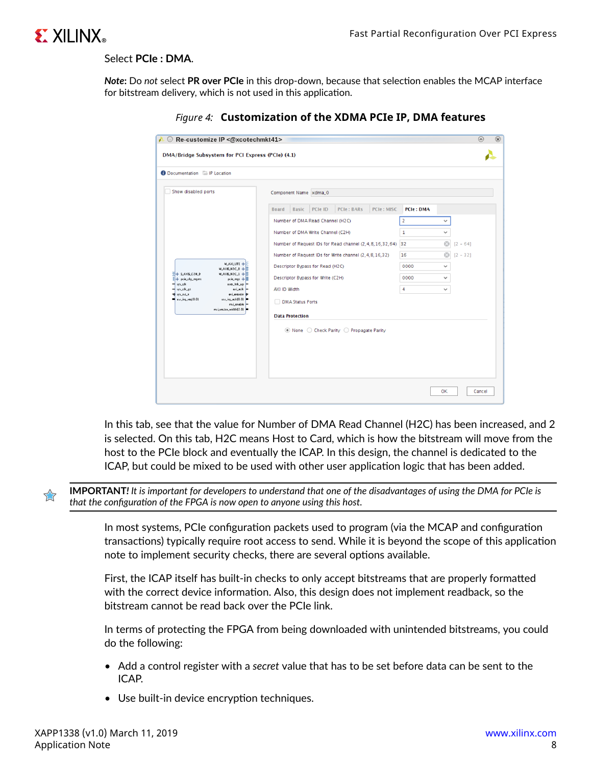Select **PCIe : DMA**.

***Note*:** Do *not* select **PR over PCIe** in this drop-down, because that selection enables the MCAP interface for bitstream delivery, which is not used in this application.

*Figure 4:* **Customization of the XDMA PCIe IP, DMA features**

In this tab, see that the value for Number of DMA Read Channel (H2C) has been increased, and 2 is selected. On this tab, H2C means Host to Card, which is how the bitstream will move from the host to the PCIe block and eventually the ICAP. In this design, the channel is dedicated to the ICAP, but could be mixed to be used with other user application logic that has been added.

**IMPORTANT!** *It is important for developers to understand that one of the disadvantages of using the DMA for PCIe is that the configuration of the FPGA is now open to anyone using this host.*

In most systems, PCIe configuration packets used to program (via the MCAP and configuration transactions) typically require root access to send. While it is beyond the scope of this application note to implement security checks, there are several options available.

First, the ICAP itself has built-in checks to only accept bitstreams that are properly formatted with the correct device information. Also, this design does not implement readback, so the bitstream cannot be read back over the PCIe link.

In terms of protecting the FPGA from being downloaded with unintended bitstreams, you could do the following:

- Add a control register with a *secret* value that has to be set before data can be sent to the ICAP.
- Use built-in device encryption techniques.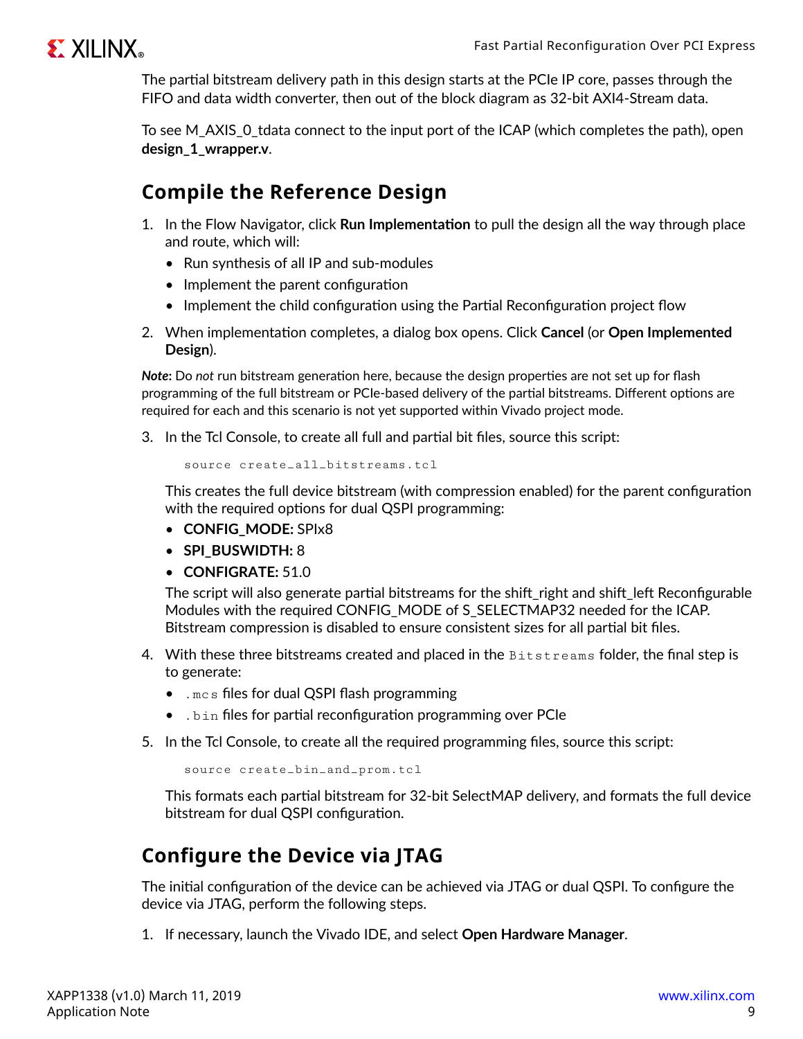The partial bitstream delivery path in this design starts at the PCIe IP core, passes through the FIFO and data width converter, then out of the block diagram as 32-bit AXI4-Stream data.

To see M_AXIS_0_tdata connect to the input port of the ICAP (which completes the path), open **design_1_wrapper.v**.

## Compile the Reference Design

1. In the Flow Navigator, click **Run Implementation** to pull the design all the way through place and route, which will:
   - Run synthesis of all IP and sub-modules
   - Implement the parent configuration
   - Implement the child configuration using the Partial Reconfiguration project flow
2. When implementation completes, a dialog box opens. Click **Cancel** (or **Open Implemented Design**).

***Note*:** Do *not* run bitstream generation here, because the design properties are not set up for flash programming of the full bitstream or PCIe-based delivery of the partial bitstreams. Different options are required for each and this scenario is not yet supported within Vivado project mode.

3. In the Tcl Console, to create all full and partial bit files, source this script:

   ```
   source create_all_bitstreams.tcl
   ```

   This creates the full device bitstream (with compression enabled) for the parent configuration with the required options for dual QSPI programming:
   - **CONFIG_MODE:** SPIx8
   - **SPI_BUSWIDTH:** 8
   - **CONFIGRATE:** 51.0

   The script will also generate partial bitstreams for the shift_right and shift_left Reconfigurable Modules with the required CONFIG_MODE of S_SELECTMAP32 needed for the ICAP. Bitstream compression is disabled to ensure consistent sizes for all partial bit files.
4. With these three bitstreams created and placed in the `Bitstreams` folder, the final step is to generate:
   - `.mcs` files for dual QSPI flash programming
   - `.bin` files for partial reconfiguration programming over PCIe
5. In the Tcl Console, to create all the required programming files, source this script:

   ```
   source create_bin_and_prom.tcl
   ```

   This formats each partial bitstream for 32-bit SelectMAP delivery, and formats the full device bitstream for dual QSPI configuration.

## Configure the Device via JTAG

The initial configuration of the device can be achieved via JTAG or dual QSPI. To configure the device via JTAG, perform the following steps.

1. If necessary, launch the Vivado IDE, and select **Open Hardware Manager**.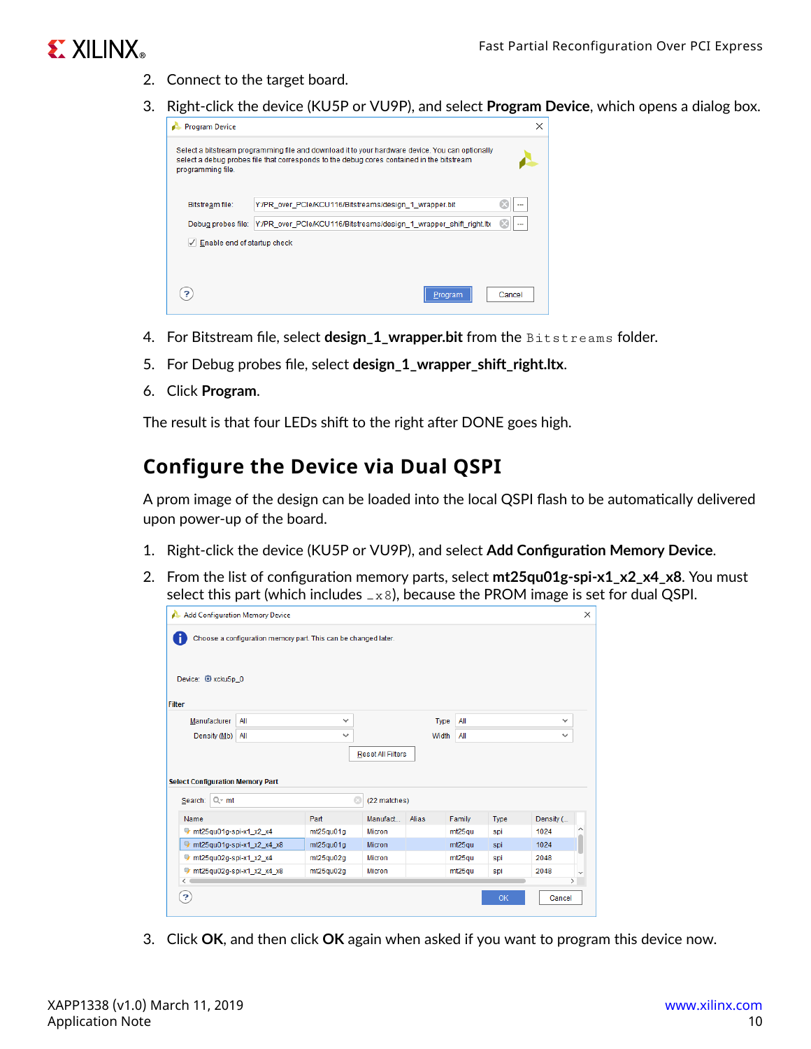2. Connect to the target board.
3. Right-click the device (KU5P or VU9P), and select **Program Device**, which opens a dialog box.

4. For Bitstream file, select **design_1_wrapper.bit** from the `Bitstreams` folder.
5. For Debug probes file, select **design_1_wrapper_shift_right.ltx**.
6. Click **Program**.

The result is that four LEDs shift to the right after DONE goes high.

## Configure the Device via Dual QSPI

A prom image of the design can be loaded into the local QSPI flash to be automatically delivered upon power-up of the board.

1. Right-click the device (KU5P or VU9P), and select **Add Configuration Memory Device**.
2. From the list of configuration memory parts, select **mt25qu01g-spi-x1_x2_x4_x8**. You must select this part (which includes `_x8`), because the PROM image is set for dual QSPI.

3. Click **OK**, and then click **OK** again when asked if you want to program this device now.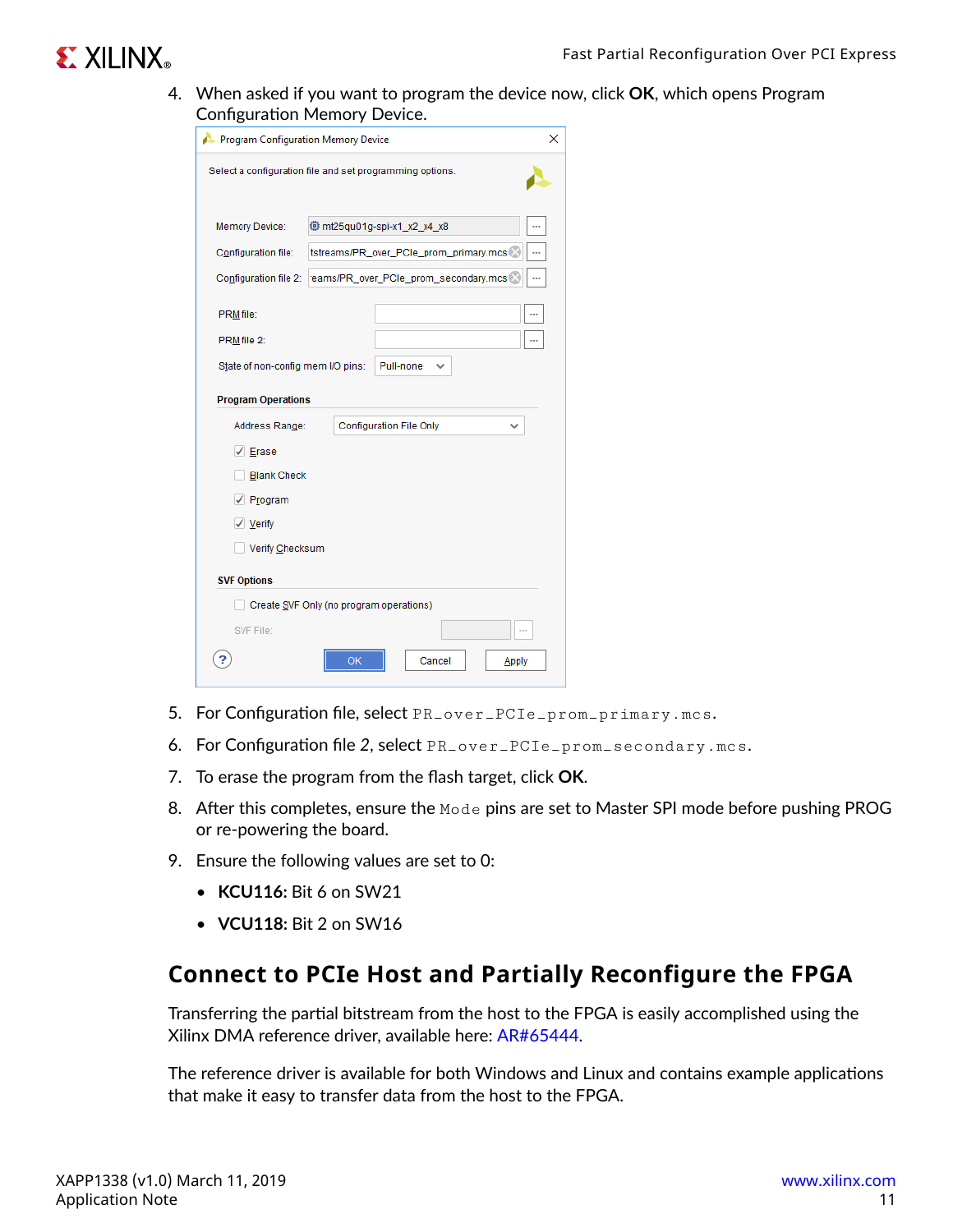4. When asked if you want to program the device now, click **OK**, which opens Program Configuration Memory Device.

5. For Configuration file, select `PR_over_PCIe_prom_primary.mcs`.
6. For Configuration file 2, select `PR_over_PCIe_prom_secondary.mcs`.
7. To erase the program from the flash target, click **OK**.
8. After this completes, ensure the `Mode` pins are set to Master SPI mode before pushing PROG or re-powering the board.
9. Ensure the following values are set to 0:
   - **KCU116:** Bit 6 on SW21
   - **VCU118:** Bit 2 on SW16

## Connect to PCIe Host and Partially Reconfigure the FPGA

Transferring the partial bitstream from the host to the FPGA is easily accomplished using the Xilinx DMA reference driver, available here: AR#65444.

The reference driver is available for both Windows and Linux and contains example applications that make it easy to transfer data from the host to the FPGA.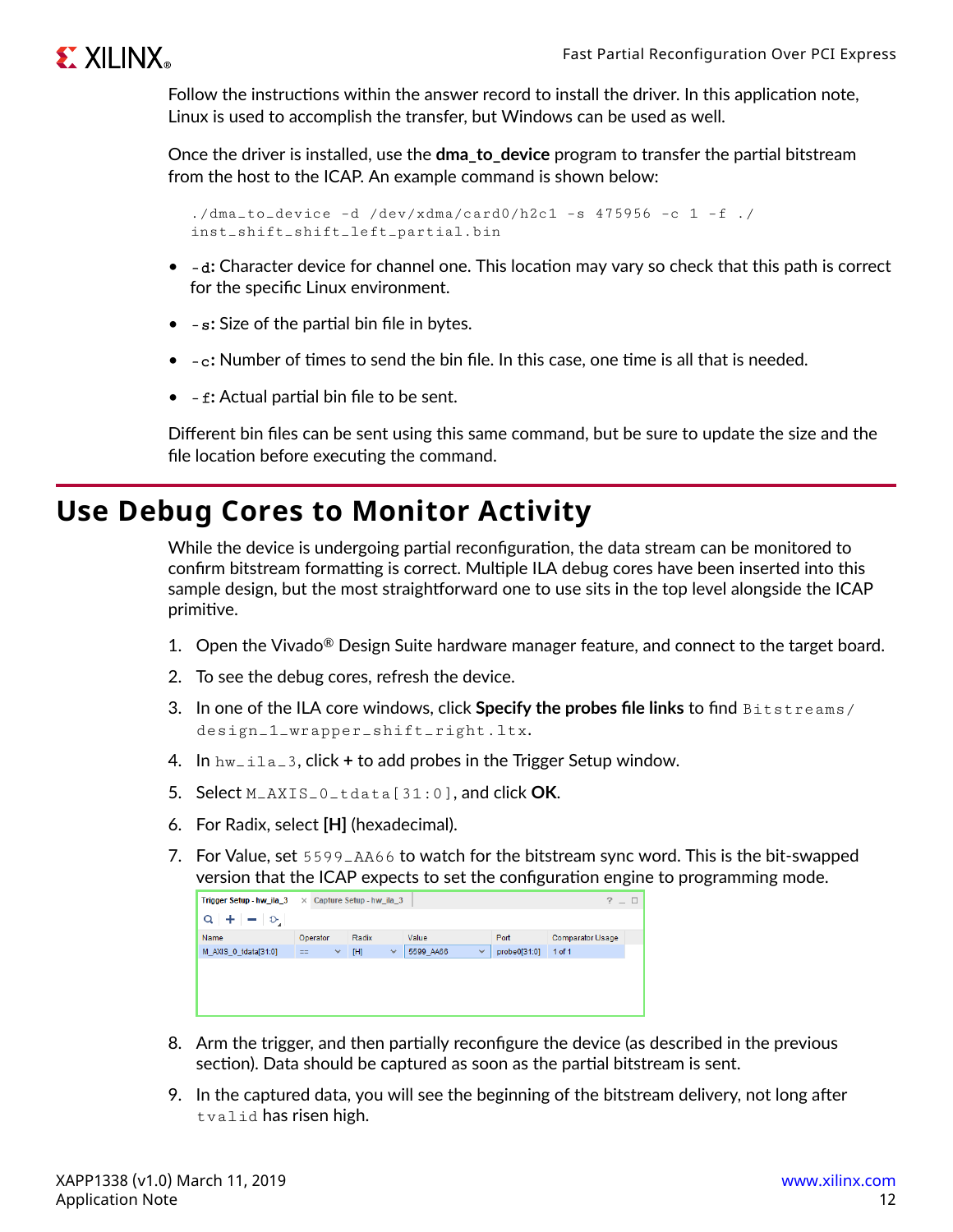Follow the instructions within the answer record to install the driver. In this application note, Linux is used to accomplish the transfer, but Windows can be used as well.

Once the driver is installed, use the **dma_to_device** program to transfer the partial bitstream from the host to the ICAP. An example command is shown below:

```
./dma_to_device -d /dev/xdma/card0/h2c1 -s 475956 -c 1 -f ./
inst_shift_shift_left_partial.bin
```

- `-d`: Character device for channel one. This location may vary so check that this path is correct for the specific Linux environment.
- `-s`: Size of the partial bin file in bytes.
- `-c`: Number of times to send the bin file. In this case, one time is all that is needed.
- `-f`: Actual partial bin file to be sent.

Different bin files can be sent using this same command, but be sure to update the size and the file location before executing the command.

## Use Debug Cores to Monitor Activity

While the device is undergoing partial reconfiguration, the data stream can be monitored to confirm bitstream formatting is correct. Multiple ILA debug cores have been inserted into this sample design, but the most straightforward one to use sits in the top level alongside the ICAP primitive.

1. Open the Vivado® Design Suite hardware manager feature, and connect to the target board.
2. To see the debug cores, refresh the device.
3. In one of the ILA core windows, click **Specify the probes file links** to find `Bitstreams/design_1_wrapper_shift_right.ltx`.
4. In `hw_ila_3`, click **+** to add probes in the Trigger Setup window.
5. Select `M_AXIS_0_tdata[31:0]`, and click **OK**.
6. For Radix, select **[H]** (hexadecimal).
7. For Value, set `5599_AA66` to watch for the bitstream sync word. This is the bit-swapped version that the ICAP expects to set the configuration engine to programming mode.

| Name | Operator | Radix | Value | Port | Comparator Usage |
|---|---|---|---|---|---|
| M_AXIS_0_tdata[31:0] | == | [H] | 5599_AA66 | probe0[31:0] | 1 of 1 |

8. Arm the trigger, and then partially reconfigure the device (as described in the previous section). Data should be captured as soon as the partial bitstream is sent.
9. In the captured data, you will see the beginning of the bitstream delivery, not long after `tvalid` has risen high.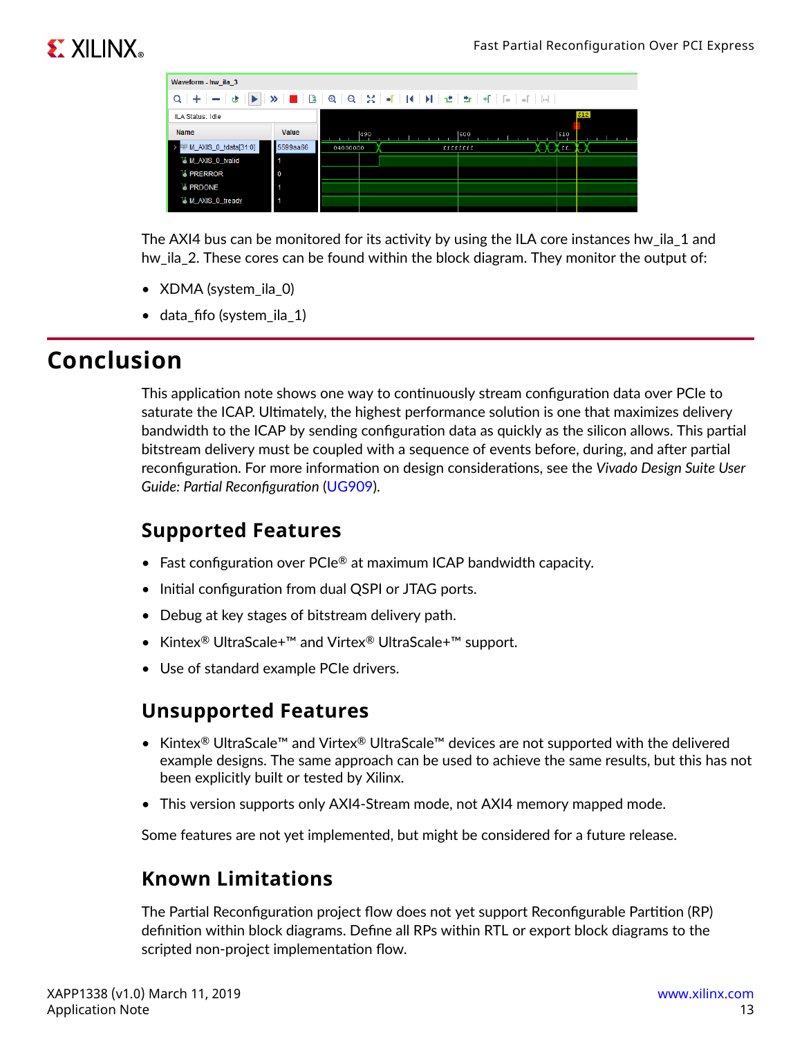The AXI4 bus can be monitored for its activity by using the ILA core instances hw_ila_1 and hw_ila_2. These cores can be found within the block diagram. They monitor the output of:

- XDMA (system_ila_0)
- data_fifo (system_ila_1)

# Conclusion

This application note shows one way to continuously stream configuration data over PCIe to saturate the ICAP. Ultimately, the highest performance solution is one that maximizes delivery bandwidth to the ICAP by sending configuration data as quickly as the silicon allows. This partial bitstream delivery must be coupled with a sequence of events before, during, and after partial reconfiguration. For more information on design considerations, see the *Vivado Design Suite User Guide: Partial Reconfiguration* (UG909).

## Supported Features

- Fast configuration over PCIe® at maximum ICAP bandwidth capacity.
- Initial configuration from dual QSPI or JTAG ports.
- Debug at key stages of bitstream delivery path.
- Kintex® UltraScale+™ and Virtex® UltraScale+™ support.
- Use of standard example PCIe drivers.

## Unsupported Features

- Kintex® UltraScale™ and Virtex® UltraScale™ devices are not supported with the delivered example designs. The same approach can be used to achieve the same results, but this has not been explicitly built or tested by Xilinx.
- This version supports only AXI4-Stream mode, not AXI4 memory mapped mode.

Some features are not yet implemented, but might be considered for a future release.

## Known Limitations

The Partial Reconfiguration project flow does not yet support Reconfigurable Partition (RP) definition within block diagrams. Define all RPs within RTL or export block diagrams to the scripted non-project implementation flow.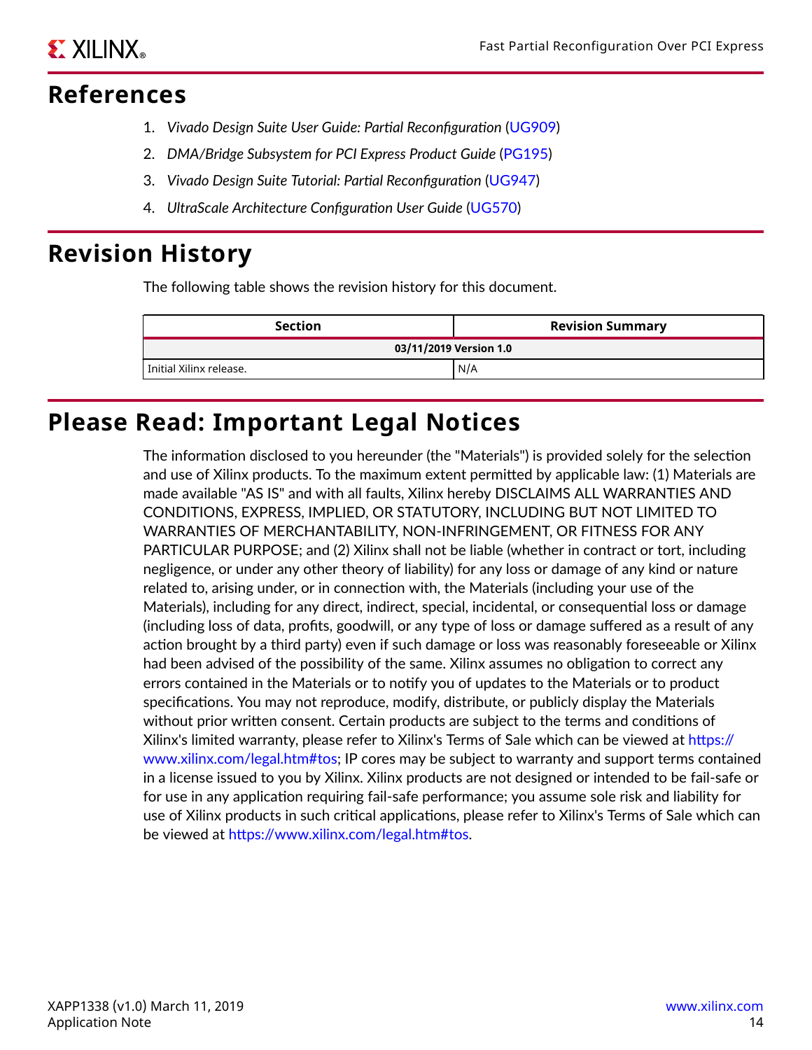# References

1. *Vivado Design Suite User Guide: Partial Reconfiguration* (UG909)
2. *DMA/Bridge Subsystem for PCI Express Product Guide* (PG195)
3. *Vivado Design Suite Tutorial: Partial Reconfiguration* (UG947)
4. *UltraScale Architecture Configuration User Guide* (UG570)

# Revision History

The following table shows the revision history for this document.

| Section | Revision Summary |
|---|---|
| **03/11/2019 Version 1.0** | |
| Initial Xilinx release. | N/A |

# Please Read: Important Legal Notices

The information disclosed to you hereunder (the "Materials") is provided solely for the selection and use of Xilinx products. To the maximum extent permitted by applicable law: (1) Materials are made available "AS IS" and with all faults, Xilinx hereby DISCLAIMS ALL WARRANTIES AND CONDITIONS, EXPRESS, IMPLIED, OR STATUTORY, INCLUDING BUT NOT LIMITED TO WARRANTIES OF MERCHANTABILITY, NON-INFRINGEMENT, OR FITNESS FOR ANY PARTICULAR PURPOSE; and (2) Xilinx shall not be liable (whether in contract or tort, including negligence, or under any other theory of liability) for any loss or damage of any kind or nature related to, arising under, or in connection with, the Materials (including your use of the Materials), including for any direct, indirect, special, incidental, or consequential loss or damage (including loss of data, profits, goodwill, or any type of loss or damage suffered as a result of any action brought by a third party) even if such damage or loss was reasonably foreseeable or Xilinx had been advised of the possibility of the same. Xilinx assumes no obligation to correct any errors contained in the Materials or to notify you of updates to the Materials or to product specifications. You may not reproduce, modify, distribute, or publicly display the Materials without prior written consent. Certain products are subject to the terms and conditions of Xilinx's limited warranty, please refer to Xilinx's Terms of Sale which can be viewed at https://www.xilinx.com/legal.htm#tos; IP cores may be subject to warranty and support terms contained in a license issued to you by Xilinx. Xilinx products are not designed or intended to be fail-safe or for use in any application requiring fail-safe performance; you assume sole risk and liability for use of Xilinx products in such critical applications, please refer to Xilinx's Terms of Sale which can be viewed at https://www.xilinx.com/legal.htm#tos.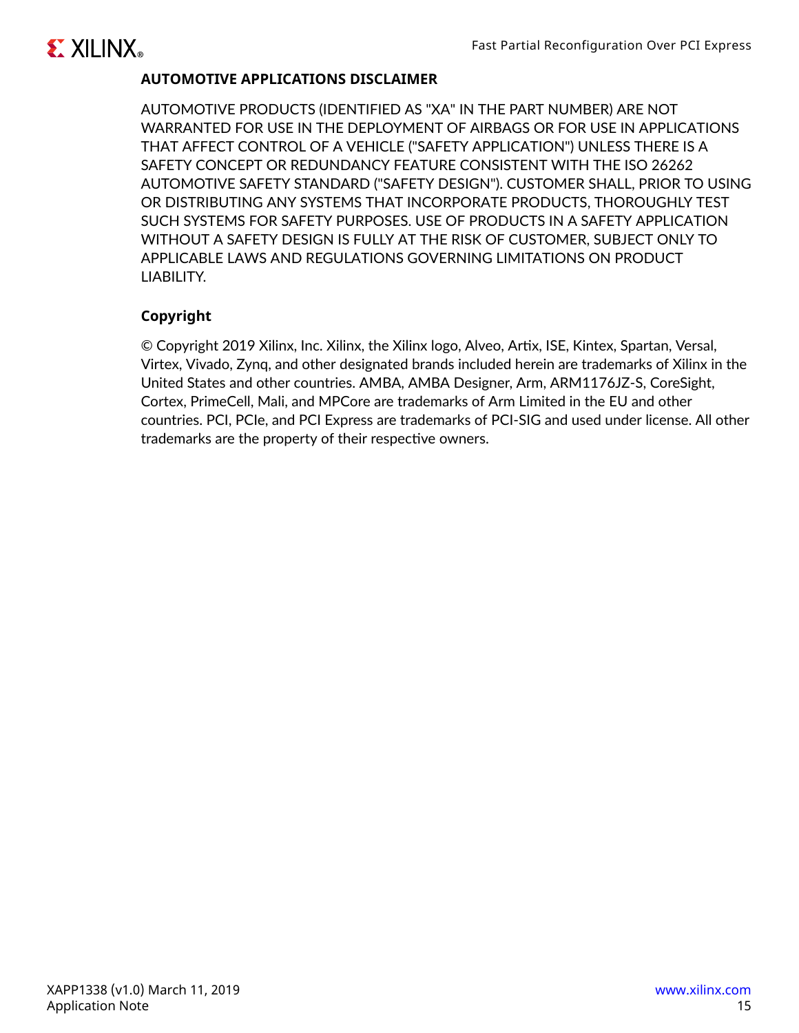### AUTOMOTIVE APPLICATIONS DISCLAIMER

AUTOMOTIVE PRODUCTS (IDENTIFIED AS "XA" IN THE PART NUMBER) ARE NOT WARRANTED FOR USE IN THE DEPLOYMENT OF AIRBAGS OR FOR USE IN APPLICATIONS THAT AFFECT CONTROL OF A VEHICLE ("SAFETY APPLICATION") UNLESS THERE IS A SAFETY CONCEPT OR REDUNDANCY FEATURE CONSISTENT WITH THE ISO 26262 AUTOMOTIVE SAFETY STANDARD ("SAFETY DESIGN"). CUSTOMER SHALL, PRIOR TO USING OR DISTRIBUTING ANY SYSTEMS THAT INCORPORATE PRODUCTS, THOROUGHLY TEST SUCH SYSTEMS FOR SAFETY PURPOSES. USE OF PRODUCTS IN A SAFETY APPLICATION WITHOUT A SAFETY DESIGN IS FULLY AT THE RISK OF CUSTOMER, SUBJECT ONLY TO APPLICABLE LAWS AND REGULATIONS GOVERNING LIMITATIONS ON PRODUCT LIABILITY.

### Copyright

© Copyright 2019 Xilinx, Inc. Xilinx, the Xilinx logo, Alveo, Artix, ISE, Kintex, Spartan, Versal, Virtex, Vivado, Zynq, and other designated brands included herein are trademarks of Xilinx in the United States and other countries. AMBA, AMBA Designer, Arm, ARM1176JZ-S, CoreSight, Cortex, PrimeCell, Mali, and MPCore are trademarks of Arm Limited in the EU and other countries. PCI, PCIe, and PCI Express are trademarks of PCI-SIG and used under license. All other trademarks are the property of their respective owners.